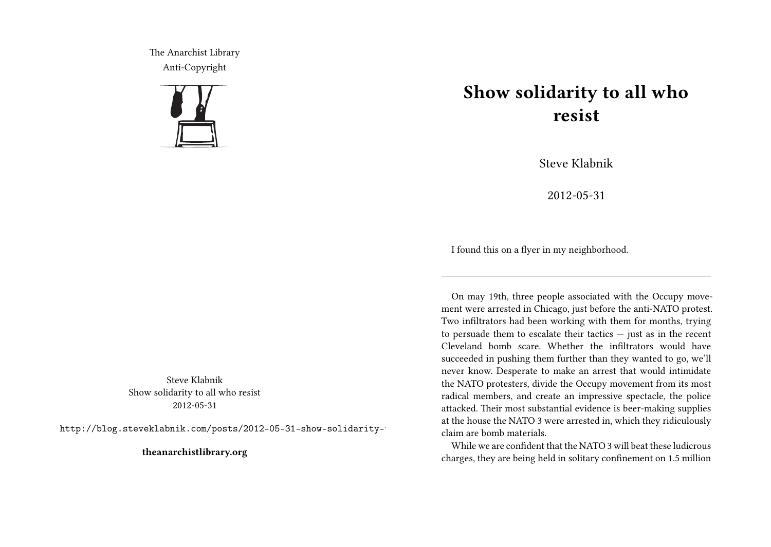The Anarchist Library
Anti-Copyright

Steve Klabnik
Show solidarity to all who resist
2012-05-31

http://blog.steveklabnik.com/posts/2012-05-31-show-solidarity-

**theanarchistlibrary.org**

# Show solidarity to all who resist

Steve Klabnik

2012-05-31

I found this on a flyer in my neighborhood.

---

On may 19th, three people associated with the Occupy movement were arrested in Chicago, just before the anti-NATO protest. Two infiltrators had been working with them for months, trying to persuade them to escalate their tactics — just as in the recent Cleveland bomb scare. Whether the infiltrators would have succeeded in pushing them further than they wanted to go, we'll never know. Desperate to make an arrest that would intimidate the NATO protesters, divide the Occupy movement from its most radical members, and create an impressive spectacle, the police attacked. Their most substantial evidence is beer-making supplies at the house the NATO 3 were arrested in, which they ridiculously claim are bomb materials.

While we are confident that the NATO 3 will beat these ludicrous charges, they are being held in solitary confinement on 1.5 million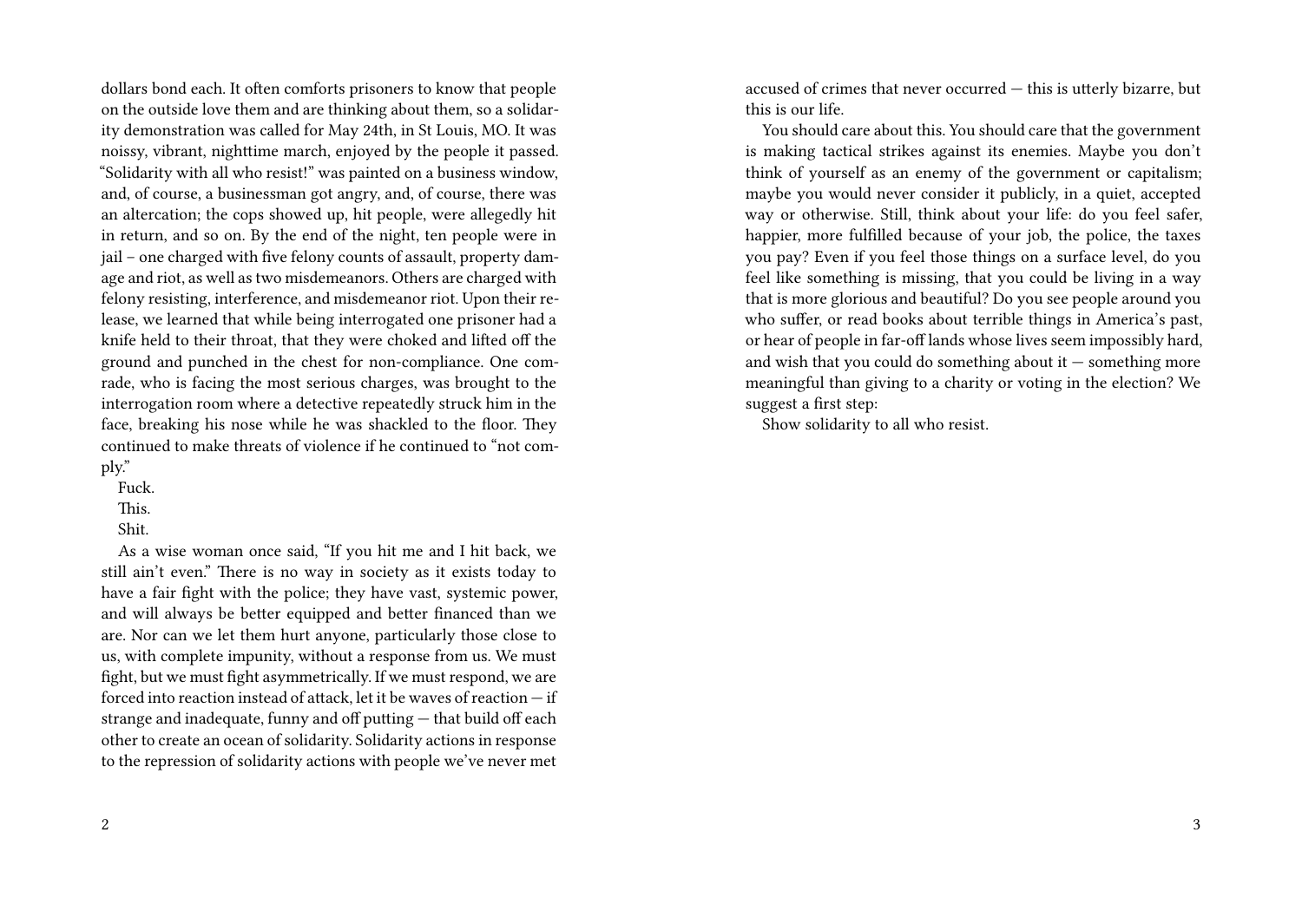dollars bond each. It often comforts prisoners to know that people on the outside love them and are thinking about them, so a solidarity demonstration was called for May 24th, in St Louis, MO. It was noissy, vibrant, nighttime march, enjoyed by the people it passed. "Solidarity with all who resist!" was painted on a business window, and, of course, a businessman got angry, and, of course, there was an altercation; the cops showed up, hit people, were allegedly hit in return, and so on. By the end of the night, ten people were in jail – one charged with five felony counts of assault, property damage and riot, as well as two misdemeanors. Others are charged with felony resisting, interference, and misdemeanor riot. Upon their release, we learned that while being interrogated one prisoner had a knife held to their throat, that they were choked and lifted off the ground and punched in the chest for non-compliance. One comrade, who is facing the most serious charges, was brought to the interrogation room where a detective repeatedly struck him in the face, breaking his nose while he was shackled to the floor. They continued to make threats of violence if he continued to "not comply."

Fuck.

This.

Shit.

As a wise woman once said, "If you hit me and I hit back, we still ain't even." There is no way in society as it exists today to have a fair fight with the police; they have vast, systemic power, and will always be better equipped and better financed than we are. Nor can we let them hurt anyone, particularly those close to us, with complete impunity, without a response from us. We must fight, but we must fight asymmetrically. If we must respond, we are forced into reaction instead of attack, let it be waves of reaction — if strange and inadequate, funny and off putting — that build off each other to create an ocean of solidarity. Solidarity actions in response to the repression of solidarity actions with people we've never met accused of crimes that never occurred — this is utterly bizarre, but this is our life.

You should care about this. You should care that the government is making tactical strikes against its enemies. Maybe you don't think of yourself as an enemy of the government or capitalism; maybe you would never consider it publicly, in a quiet, accepted way or otherwise. Still, think about your life: do you feel safer, happier, more fulfilled because of your job, the police, the taxes you pay? Even if you feel those things on a surface level, do you feel like something is missing, that you could be living in a way that is more glorious and beautiful? Do you see people around you who suffer, or read books about terrible things in America's past, or hear of people in far-off lands whose lives seem impossibly hard, and wish that you could do something about it — something more meaningful than giving to a charity or voting in the election? We suggest a first step:

Show solidarity to all who resist.